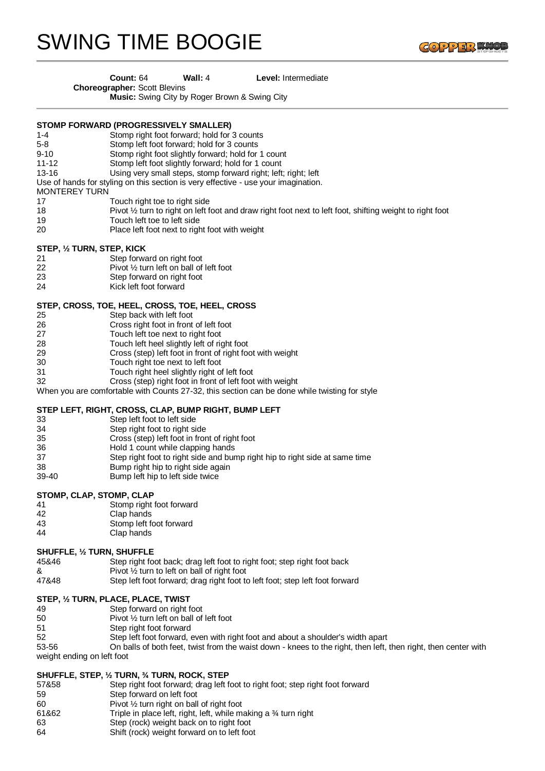# SWING TIME BOOGIE

**Count:** 64 **Wall:** 4 **Level:** Intermediate
**Choreographer:** Scott Blevins
**Music:** Swing City by Roger Brown & Swing City

**STOMP FORWARD (PROGRESSIVELY SMALLER)**

| | |
|---|---|
| 1-4 | Stomp right foot forward; hold for 3 counts |
| 5-8 | Stomp left foot forward; hold for 3 counts |
| 9-10 | Stomp right foot slightly forward; hold for 1 count |
| 11-12 | Stomp left foot slightly forward; hold for 1 count |
| 13-16 | Using very small steps, stomp forward right; left; right; left |

Use of hands for styling on this section is very effective - use your imagination.

MONTEREY TURN

| | |
|---|---|
| 17 | Touch right toe to right side |
| 18 | Pivot ½ turn to right on left foot and draw right foot next to left foot, shifting weight to right foot |
| 19 | Touch left toe to left side |
| 20 | Place left foot next to right foot with weight |

**STEP, ½ TURN, STEP, KICK**

| | |
|---|---|
| 21 | Step forward on right foot |
| 22 | Pivot ½ turn left on ball of left foot |
| 23 | Step forward on right foot |
| 24 | Kick left foot forward |

**STEP, CROSS, TOE, HEEL, CROSS, TOE, HEEL, CROSS**

| | |
|---|---|
| 25 | Step back with left foot |
| 26 | Cross right foot in front of left foot |
| 27 | Touch left toe next to right foot |
| 28 | Touch left heel slightly left of right foot |
| 29 | Cross (step) left foot in front of right foot with weight |
| 30 | Touch right toe next to left foot |
| 31 | Touch right heel slightly right of left foot |
| 32 | Cross (step) right foot in front of left foot with weight |

When you are comfortable with Counts 27-32, this section can be done while twisting for style

**STEP LEFT, RIGHT, CROSS, CLAP, BUMP RIGHT, BUMP LEFT**

| | |
|---|---|
| 33 | Step left foot to left side |
| 34 | Step right foot to right side |
| 35 | Cross (step) left foot in front of right foot |
| 36 | Hold 1 count while clapping hands |
| 37 | Step right foot to right side and bump right hip to right side at same time |
| 38 | Bump right hip to right side again |
| 39-40 | Bump left hip to left side twice |

**STOMP, CLAP, STOMP, CLAP**

| | |
|---|---|
| 41 | Stomp right foot forward |
| 42 | Clap hands |
| 43 | Stomp left foot forward |
| 44 | Clap hands |

**SHUFFLE, ½ TURN, SHUFFLE**

| | |
|---|---|
| 45&46 | Step right foot back; drag left foot to right foot; step right foot back |
| & | Pivot ½ turn to left on ball of right foot |
| 47&48 | Step left foot forward; drag right foot to left foot; step left foot forward |

**STEP, ½ TURN, PLACE, PLACE, TWIST**

| | |
|---|---|
| 49 | Step forward on right foot |
| 50 | Pivot ½ turn left on ball of left foot |
| 51 | Step right foot forward |
| 52 | Step left foot forward, even with right foot and about a shoulder's width apart |
| 53-56 | On balls of both feet, twist from the waist down - knees to the right, then left, then right, then center with weight ending on left foot |

**SHUFFLE, STEP, ½ TURN, ¾ TURN, ROCK, STEP**

| | |
|---|---|
| 57&58 | Step right foot forward; drag left foot to right foot; step right foot forward |
| 59 | Step forward on left foot |
| 60 | Pivot ½ turn right on ball of right foot |
| 61&62 | Triple in place left, right, left, while making a ¾ turn right |
| 63 | Step (rock) weight back on to right foot |
| 64 | Shift (rock) weight forward on to left foot |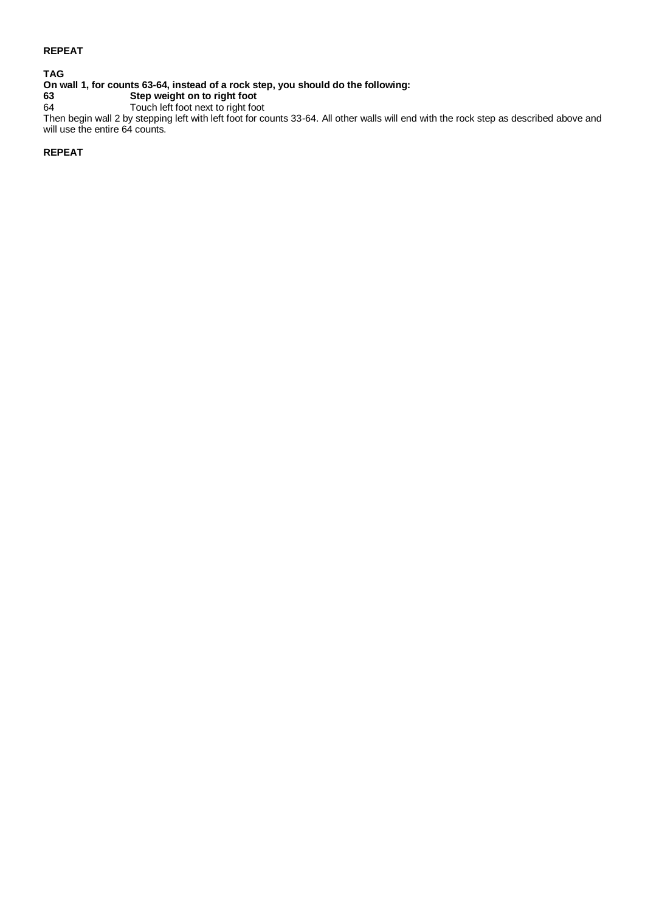**REPEAT**

**TAG**

**On wall 1, for counts 63-64, instead of a rock step, you should do the following:**

| | |
|---|---|
| **63** | **Step weight on to right foot** |
| 64 | Touch left foot next to right foot |

Then begin wall 2 by stepping left with left foot for counts 33-64. All other walls will end with the rock step as described above and will use the entire 64 counts.

**REPEAT**